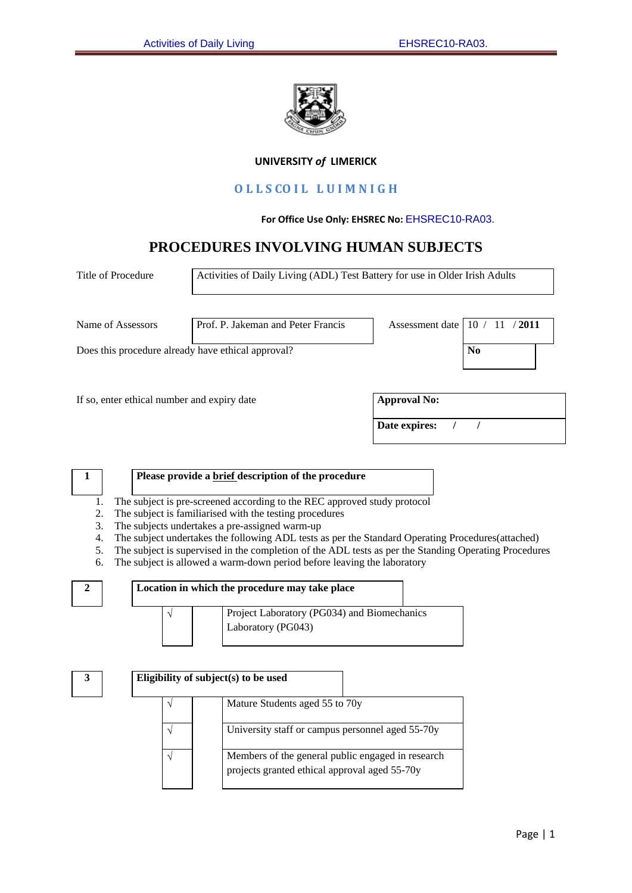**UNIVERSITY *of* LIMERICK**

**OLLSCOIL LUIMNIGH**

**For Office Use Only: EHSREC No:** EHSREC10-RA03.

# PROCEDURES INVOLVING HUMAN SUBJECTS

| Title of Procedure | Activities of Daily Living (ADL) Test Battery for use in Older Irish Adults |
|---|---|

| Name of Assessors | Prof. P. Jakeman and Peter Francis | Assessment date | 10 / 11 / **2011** |
|---|---|---|---|

Does this procedure already have ethical approval? **No**

If so, enter ethical number and expiry date

| **Approval No:** |
|---|
| **Date expires:** / / |

| 1 | **Please provide a brief description of the procedure** |
|---|---|

1. The subject is pre-screened according to the REC approved study protocol
2. The subject is familiarised with the testing procedures
3. The subjects undertakes a pre-assigned warm-up
4. The subject undertakes the following ADL tests as per the Standard Operating Procedures(attached)
5. The subject is supervised in the completion of the ADL tests as per the Standing Operating Procedures
6. The subject is allowed a warm-down period before leaving the laboratory

| 2 | **Location in which the procedure may take place** |
|---|---|

| | |
|---|---|
| √ | Project Laboratory (PG034) and Biomechanics Laboratory (PG043) |

| 3 | **Eligibility of subject(s) to be used** |
|---|---|

| | |
|---|---|
| √ | Mature Students aged 55 to 70y |
| √ | University staff or campus personnel aged 55-70y |
| √ | Members of the general public engaged in research projects granted ethical approval aged 55-70y |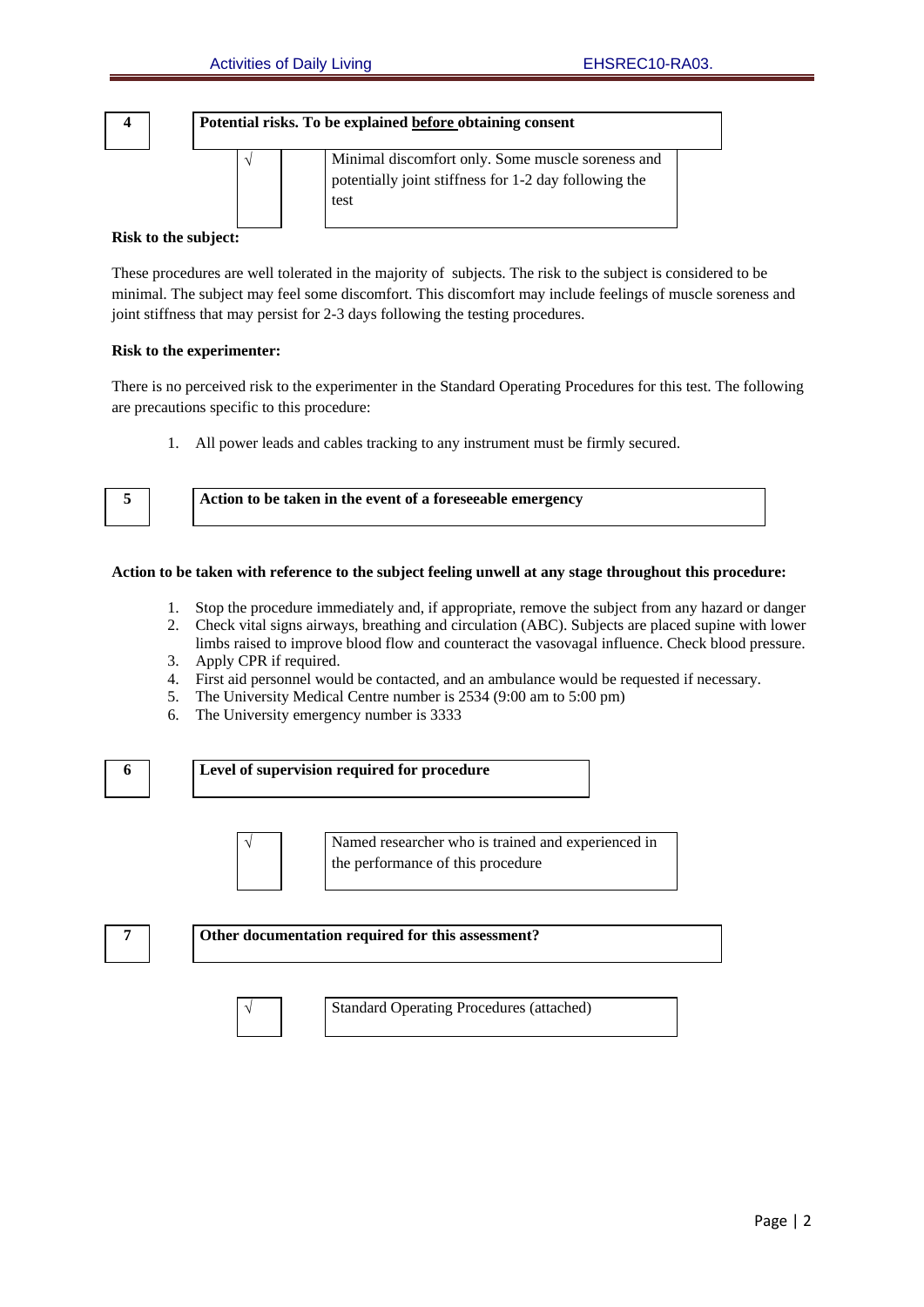| 4 | **Potential risks. To be explained before obtaining consent** |
|---|---|

| √ | Minimal discomfort only. Some muscle soreness and potentially joint stiffness for 1-2 day following the test |
|---|---|

**Risk to the subject:**

These procedures are well tolerated in the majority of subjects. The risk to the subject is considered to be minimal. The subject may feel some discomfort. This discomfort may include feelings of muscle soreness and joint stiffness that may persist for 2-3 days following the testing procedures.

**Risk to the experimenter:**

There is no perceived risk to the experimenter in the Standard Operating Procedures for this test. The following are precautions specific to this procedure:

1. All power leads and cables tracking to any instrument must be firmly secured.

| 5 | **Action to be taken in the event of a foreseeable emergency** |
|---|---|

**Action to be taken with reference to the subject feeling unwell at any stage throughout this procedure:**

1. Stop the procedure immediately and, if appropriate, remove the subject from any hazard or danger
2. Check vital signs airways, breathing and circulation (ABC). Subjects are placed supine with lower limbs raised to improve blood flow and counteract the vasovagal influence. Check blood pressure.
3. Apply CPR if required.
4. First aid personnel would be contacted, and an ambulance would be requested if necessary.
5. The University Medical Centre number is 2534 (9:00 am to 5:00 pm)
6. The University emergency number is 3333

| 6 | **Level of supervision required for procedure** |
|---|---|

| √ | Named researcher who is trained and experienced in the performance of this procedure |
|---|---|

| 7 | **Other documentation required for this assessment?** |
|---|---|

| √ | Standard Operating Procedures (attached) |
|---|---|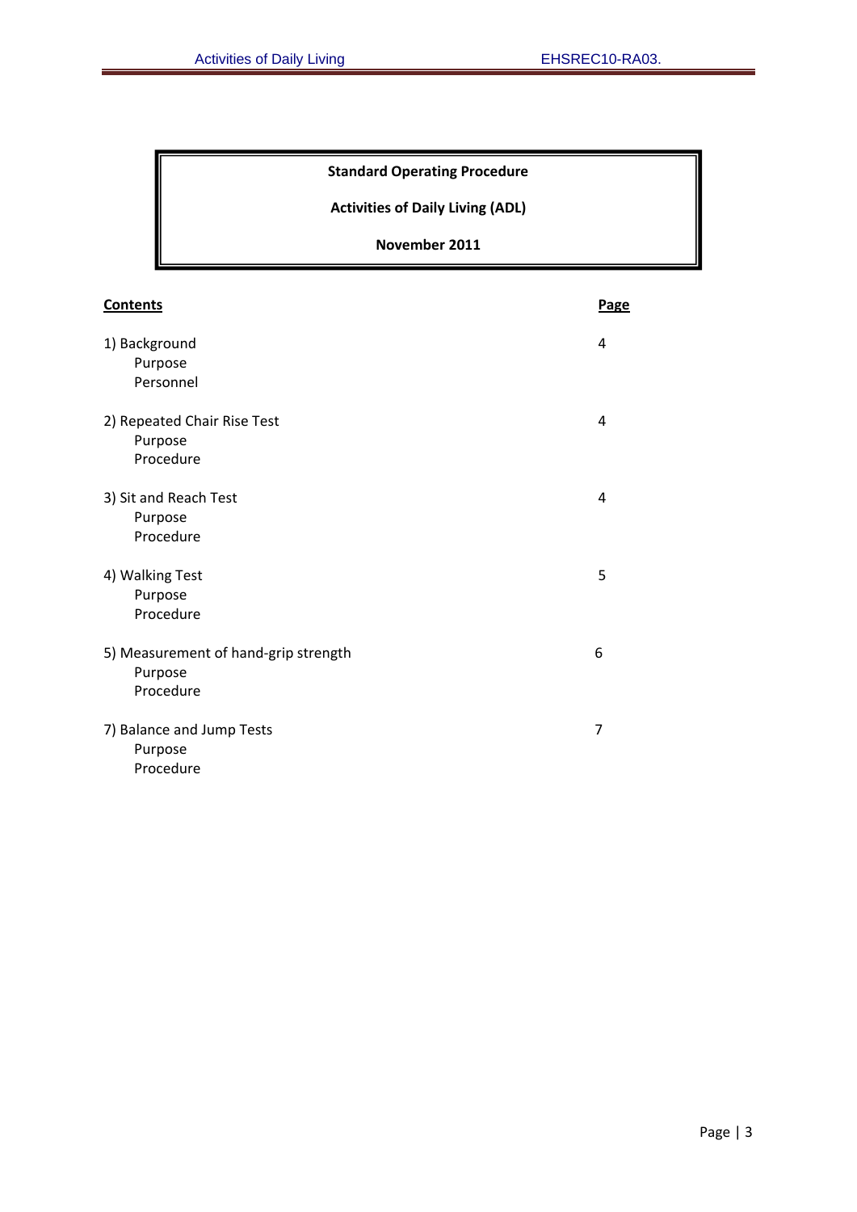**Standard Operating Procedure**

**Activities of Daily Living (ADL)**

**November 2011**

| **Contents** | **Page** |
|---|---|
| 1) Background<br>Purpose<br>Personnel | 4 |
| 2) Repeated Chair Rise Test<br>Purpose<br>Procedure | 4 |
| 3) Sit and Reach Test<br>Purpose<br>Procedure | 4 |
| 4) Walking Test<br>Purpose<br>Procedure | 5 |
| 5) Measurement of hand-grip strength<br>Purpose<br>Procedure | 6 |
| 7) Balance and Jump Tests<br>Purpose<br>Procedure | 7 |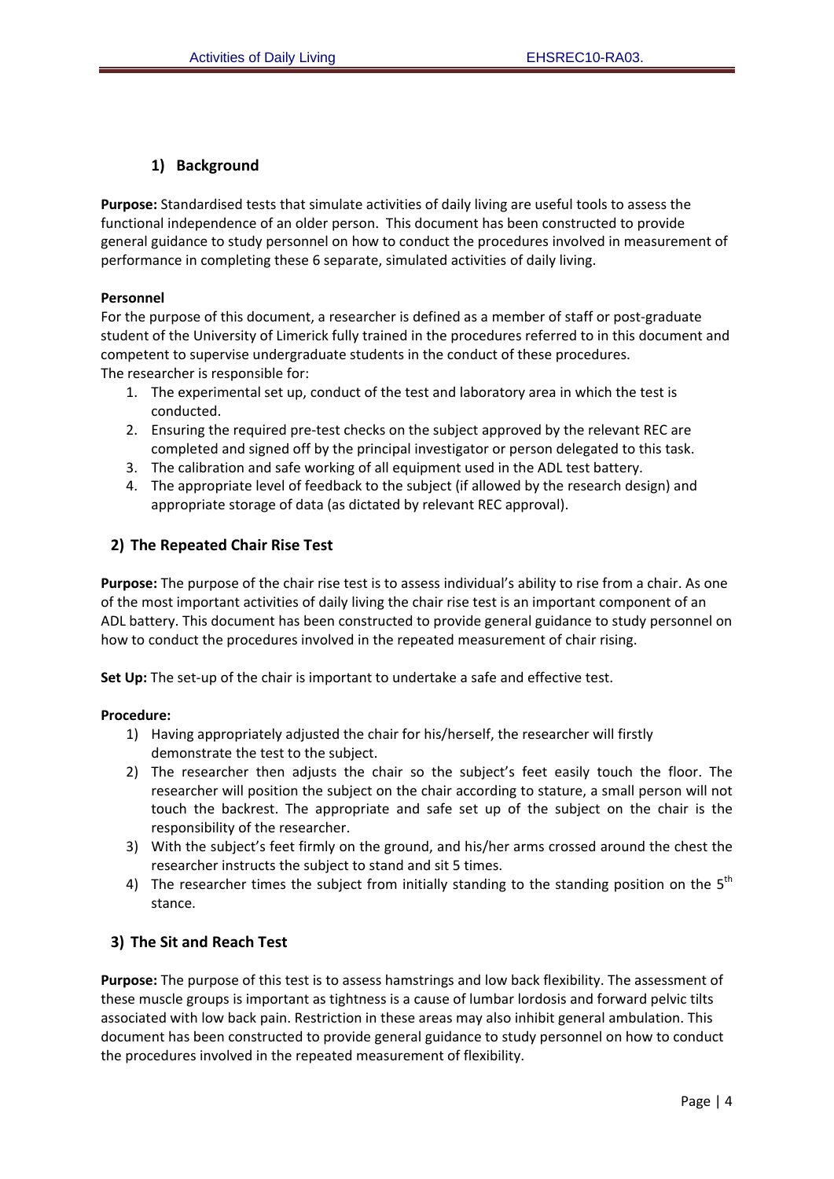## 1) Background

**Purpose:** Standardised tests that simulate activities of daily living are useful tools to assess the functional independence of an older person. This document has been constructed to provide general guidance to study personnel on how to conduct the procedures involved in measurement of performance in completing these 6 separate, simulated activities of daily living.

**Personnel**

For the purpose of this document, a researcher is defined as a member of staff or post-graduate student of the University of Limerick fully trained in the procedures referred to in this document and competent to supervise undergraduate students in the conduct of these procedures.

The researcher is responsible for:

1. The experimental set up, conduct of the test and laboratory area in which the test is conducted.
2. Ensuring the required pre-test checks on the subject approved by the relevant REC are completed and signed off by the principal investigator or person delegated to this task.
3. The calibration and safe working of all equipment used in the ADL test battery.
4. The appropriate level of feedback to the subject (if allowed by the research design) and appropriate storage of data (as dictated by relevant REC approval).

## 2) The Repeated Chair Rise Test

**Purpose:** The purpose of the chair rise test is to assess individual's ability to rise from a chair. As one of the most important activities of daily living the chair rise test is an important component of an ADL battery. This document has been constructed to provide general guidance to study personnel on how to conduct the procedures involved in the repeated measurement of chair rising.

**Set Up:** The set-up of the chair is important to undertake a safe and effective test.

**Procedure:**

1) Having appropriately adjusted the chair for his/herself, the researcher will firstly demonstrate the test to the subject.
2) The researcher then adjusts the chair so the subject's feet easily touch the floor. The researcher will position the subject on the chair according to stature, a small person will not touch the backrest. The appropriate and safe set up of the subject on the chair is the responsibility of the researcher.
3) With the subject's feet firmly on the ground, and his/her arms crossed around the chest the researcher instructs the subject to stand and sit 5 times.
4) The researcher times the subject from initially standing to the standing position on the 5th stance.

## 3) The Sit and Reach Test

**Purpose:** The purpose of this test is to assess hamstrings and low back flexibility. The assessment of these muscle groups is important as tightness is a cause of lumbar lordosis and forward pelvic tilts associated with low back pain. Restriction in these areas may also inhibit general ambulation. This document has been constructed to provide general guidance to study personnel on how to conduct the procedures involved in the repeated measurement of flexibility.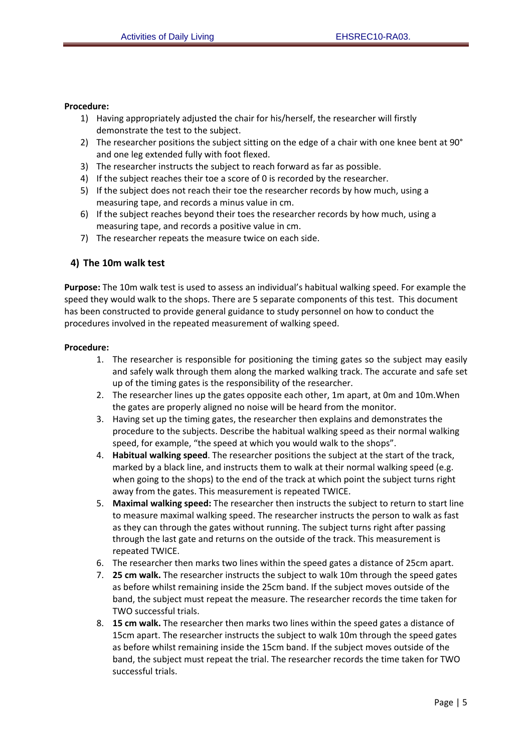**Procedure:**

1) Having appropriately adjusted the chair for his/herself, the researcher will firstly demonstrate the test to the subject.
2) The researcher positions the subject sitting on the edge of a chair with one knee bent at 90° and one leg extended fully with foot flexed.
3) The researcher instructs the subject to reach forward as far as possible.
4) If the subject reaches their toe a score of 0 is recorded by the researcher.
5) If the subject does not reach their toe the researcher records by how much, using a measuring tape, and records a minus value in cm.
6) If the subject reaches beyond their toes the researcher records by how much, using a measuring tape, and records a positive value in cm.
7) The researcher repeats the measure twice on each side.

### 4) The 10m walk test

**Purpose:** The 10m walk test is used to assess an individual's habitual walking speed. For example the speed they would walk to the shops. There are 5 separate components of this test. This document has been constructed to provide general guidance to study personnel on how to conduct the procedures involved in the repeated measurement of walking speed.

**Procedure:**

1. The researcher is responsible for positioning the timing gates so the subject may easily and safely walk through them along the marked walking track. The accurate and safe set up of the timing gates is the responsibility of the researcher.
2. The researcher lines up the gates opposite each other, 1m apart, at 0m and 10m.When the gates are properly aligned no noise will be heard from the monitor.
3. Having set up the timing gates, the researcher then explains and demonstrates the procedure to the subjects. Describe the habitual walking speed as their normal walking speed, for example, "the speed at which you would walk to the shops".
4. **Habitual walking speed**. The researcher positions the subject at the start of the track, marked by a black line, and instructs them to walk at their normal walking speed (e.g. when going to the shops) to the end of the track at which point the subject turns right away from the gates. This measurement is repeated TWICE.
5. **Maximal walking speed:** The researcher then instructs the subject to return to start line to measure maximal walking speed. The researcher instructs the person to walk as fast as they can through the gates without running. The subject turns right after passing through the last gate and returns on the outside of the track. This measurement is repeated TWICE.
6. The researcher then marks two lines within the speed gates a distance of 25cm apart.
7. **25 cm walk.** The researcher instructs the subject to walk 10m through the speed gates as before whilst remaining inside the 25cm band. If the subject moves outside of the band, the subject must repeat the measure. The researcher records the time taken for TWO successful trials.
8. **15 cm walk.** The researcher then marks two lines within the speed gates a distance of 15cm apart. The researcher instructs the subject to walk 10m through the speed gates as before whilst remaining inside the 15cm band. If the subject moves outside of the band, the subject must repeat the trial. The researcher records the time taken for TWO successful trials.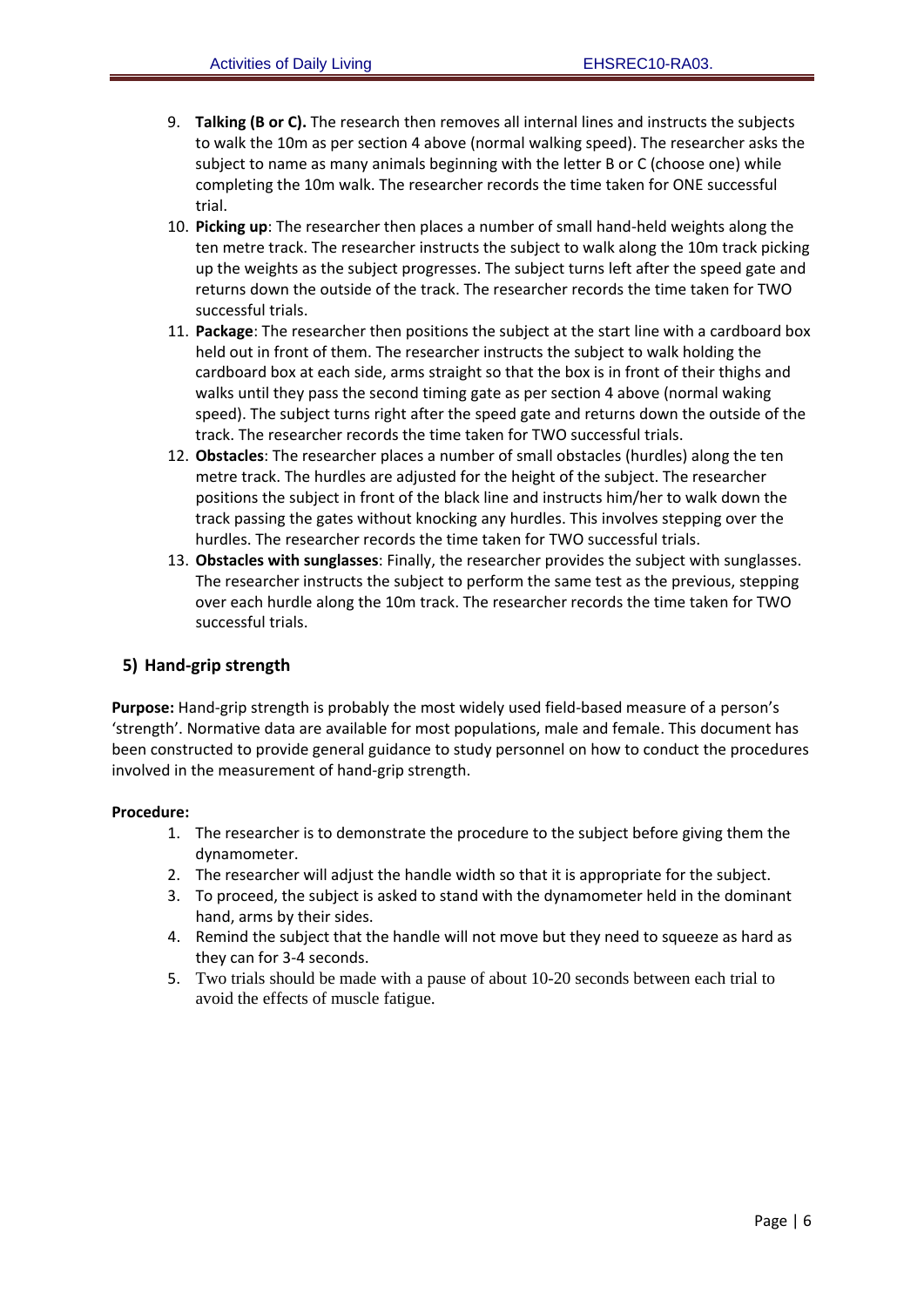9. **Talking (B or C).** The research then removes all internal lines and instructs the subjects to walk the 10m as per section 4 above (normal walking speed). The researcher asks the subject to name as many animals beginning with the letter B or C (choose one) while completing the 10m walk. The researcher records the time taken for ONE successful trial.
10. **Picking up**: The researcher then places a number of small hand-held weights along the ten metre track. The researcher instructs the subject to walk along the 10m track picking up the weights as the subject progresses. The subject turns left after the speed gate and returns down the outside of the track. The researcher records the time taken for TWO successful trials.
11. **Package**: The researcher then positions the subject at the start line with a cardboard box held out in front of them. The researcher instructs the subject to walk holding the cardboard box at each side, arms straight so that the box is in front of their thighs and walks until they pass the second timing gate as per section 4 above (normal waking speed). The subject turns right after the speed gate and returns down the outside of the track. The researcher records the time taken for TWO successful trials.
12. **Obstacles**: The researcher places a number of small obstacles (hurdles) along the ten metre track. The hurdles are adjusted for the height of the subject. The researcher positions the subject in front of the black line and instructs him/her to walk down the track passing the gates without knocking any hurdles. This involves stepping over the hurdles. The researcher records the time taken for TWO successful trials.
13. **Obstacles with sunglasses**: Finally, the researcher provides the subject with sunglasses. The researcher instructs the subject to perform the same test as the previous, stepping over each hurdle along the 10m track. The researcher records the time taken for TWO successful trials.

## 5) Hand-grip strength

**Purpose:** Hand-grip strength is probably the most widely used field-based measure of a person's 'strength'. Normative data are available for most populations, male and female. This document has been constructed to provide general guidance to study personnel on how to conduct the procedures involved in the measurement of hand-grip strength.

**Procedure:**

1. The researcher is to demonstrate the procedure to the subject before giving them the dynamometer.
2. The researcher will adjust the handle width so that it is appropriate for the subject.
3. To proceed, the subject is asked to stand with the dynamometer held in the dominant hand, arms by their sides.
4. Remind the subject that the handle will not move but they need to squeeze as hard as they can for 3-4 seconds.
5. Two trials should be made with a pause of about 10-20 seconds between each trial to avoid the effects of muscle fatigue.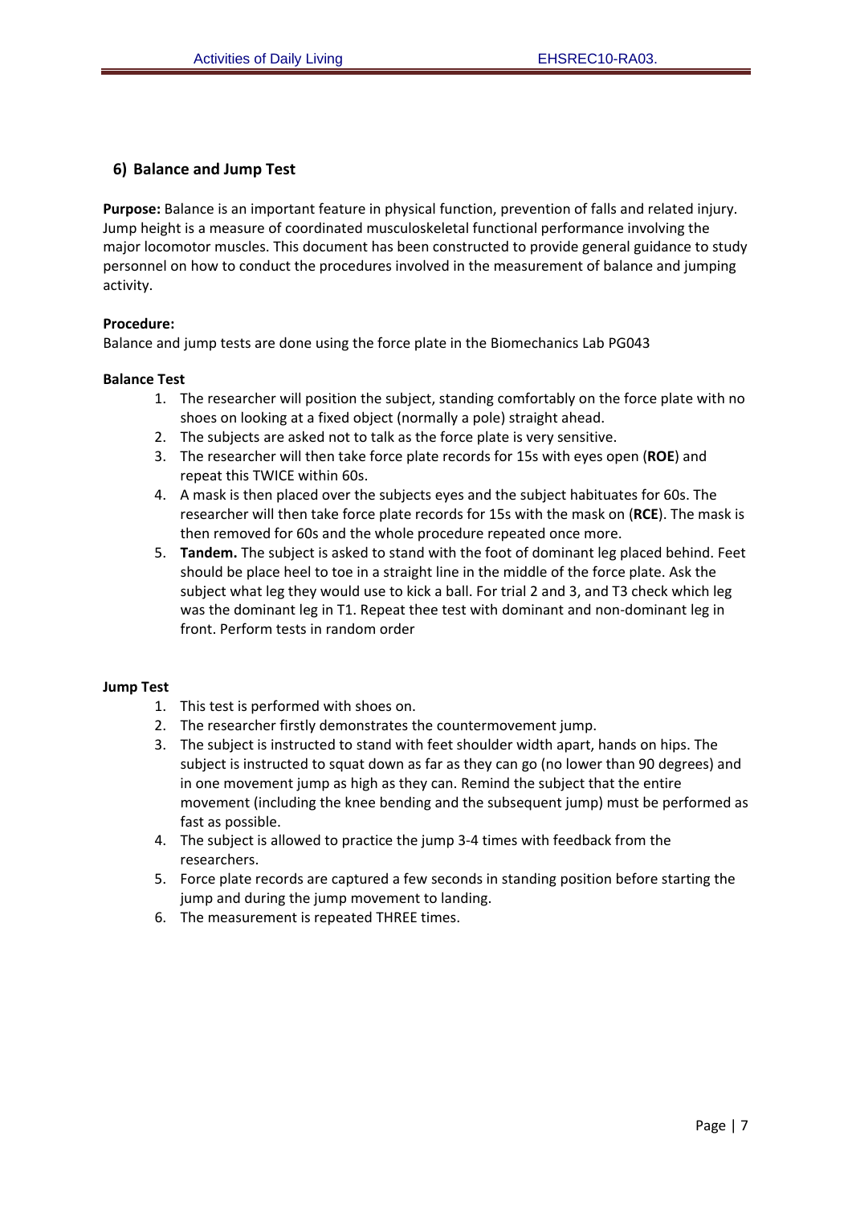## 6) Balance and Jump Test

**Purpose:** Balance is an important feature in physical function, prevention of falls and related injury. Jump height is a measure of coordinated musculoskeletal functional performance involving the major locomotor muscles. This document has been constructed to provide general guidance to study personnel on how to conduct the procedures involved in the measurement of balance and jumping activity.

**Procedure:**
Balance and jump tests are done using the force plate in the Biomechanics Lab PG043

**Balance Test**

1. The researcher will position the subject, standing comfortably on the force plate with no shoes on looking at a fixed object (normally a pole) straight ahead.
2. The subjects are asked not to talk as the force plate is very sensitive.
3. The researcher will then take force plate records for 15s with eyes open (**ROE**) and repeat this TWICE within 60s.
4. A mask is then placed over the subjects eyes and the subject habituates for 60s. The researcher will then take force plate records for 15s with the mask on (**RCE**). The mask is then removed for 60s and the whole procedure repeated once more.
5. **Tandem.** The subject is asked to stand with the foot of dominant leg placed behind. Feet should be place heel to toe in a straight line in the middle of the force plate. Ask the subject what leg they would use to kick a ball. For trial 2 and 3, and T3 check which leg was the dominant leg in T1. Repeat thee test with dominant and non-dominant leg in front. Perform tests in random order

**Jump Test**

1. This test is performed with shoes on.
2. The researcher firstly demonstrates the countermovement jump.
3. The subject is instructed to stand with feet shoulder width apart, hands on hips. The subject is instructed to squat down as far as they can go (no lower than 90 degrees) and in one movement jump as high as they can. Remind the subject that the entire movement (including the knee bending and the subsequent jump) must be performed as fast as possible.
4. The subject is allowed to practice the jump 3-4 times with feedback from the researchers.
5. Force plate records are captured a few seconds in standing position before starting the jump and during the jump movement to landing.
6. The measurement is repeated THREE times.